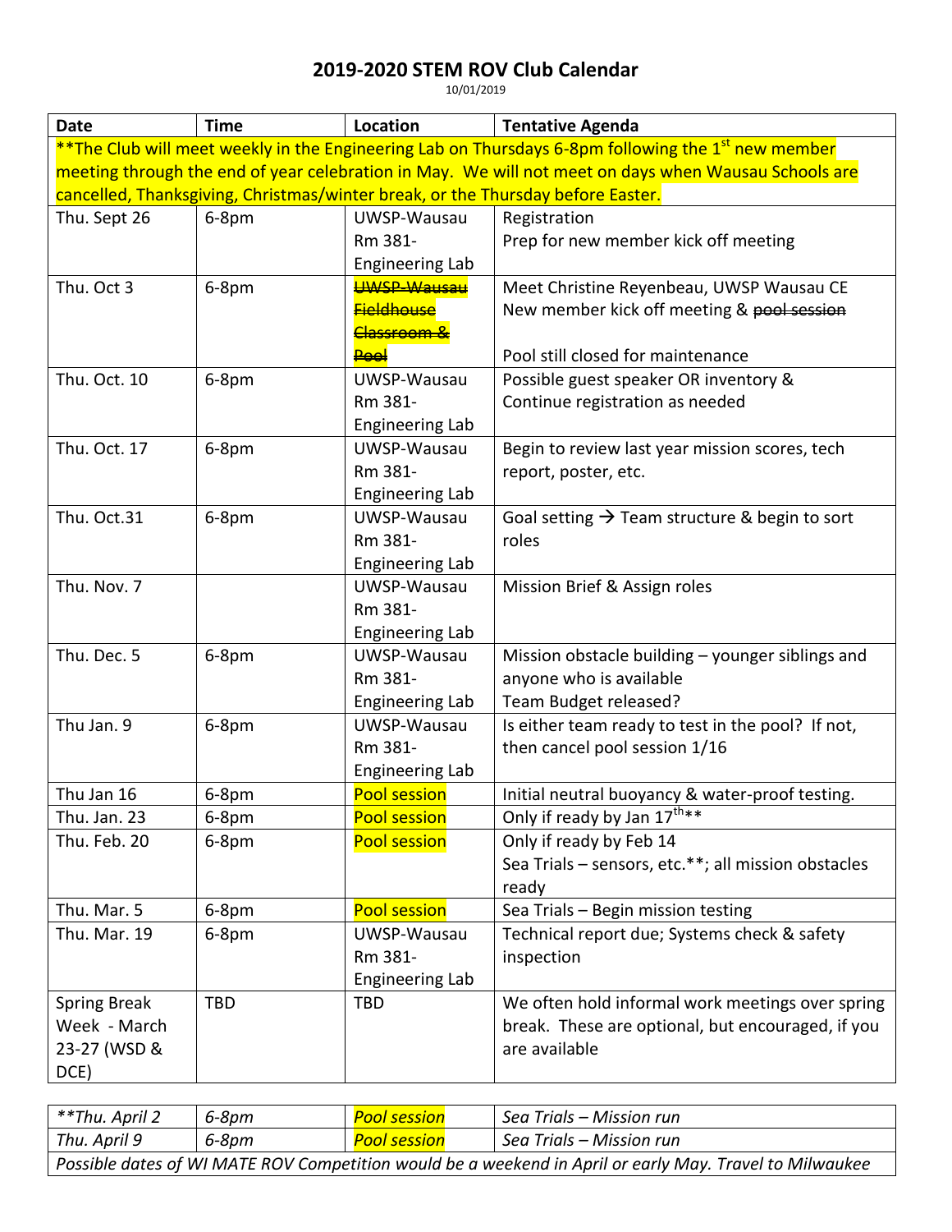# 2019-2020 STEM ROV Club Calendar

10/01/2019

| Date | Time | Location | Tentative Agenda |
|---|---|---|---|
| **The Club will meet weekly in the Engineering Lab on Thursdays 6-8pm following the 1st new member meeting through the end of year celebration in May. We will not meet on days when Wausau Schools are cancelled, Thanksgiving, Christmas/winter break, or the Thursday before Easter. | | | |
| Thu. Sept 26 | 6-8pm | UWSP-Wausau Rm 381- Engineering Lab | Registration<br>Prep for new member kick off meeting |
| Thu. Oct 3 | 6-8pm | ~~UWSP-Wausau Fieldhouse Classroom & Pool~~ | Meet Christine Reyenbeau, UWSP Wausau CE<br>New member kick off meeting & ~~pool session~~<br><br>Pool still closed for maintenance |
| Thu. Oct. 10 | 6-8pm | UWSP-Wausau Rm 381- Engineering Lab | Possible guest speaker OR inventory &<br>Continue registration as needed |
| Thu. Oct. 17 | 6-8pm | UWSP-Wausau Rm 381- Engineering Lab | Begin to review last year mission scores, tech report, poster, etc. |
| Thu. Oct.31 | 6-8pm | UWSP-Wausau Rm 381- Engineering Lab | Goal setting → Team structure & begin to sort roles |
| Thu. Nov. 7 | | UWSP-Wausau Rm 381- Engineering Lab | Mission Brief & Assign roles |
| Thu. Dec. 5 | 6-8pm | UWSP-Wausau Rm 381- Engineering Lab | Mission obstacle building – younger siblings and anyone who is available<br>Team Budget released? |
| Thu Jan. 9 | 6-8pm | UWSP-Wausau Rm 381- Engineering Lab | Is either team ready to test in the pool? If not, then cancel pool session 1/16 |
| Thu Jan 16 | 6-8pm | Pool session | Initial neutral buoyancy & water-proof testing. |
| Thu. Jan. 23 | 6-8pm | Pool session | Only if ready by Jan 17th** |
| Thu. Feb. 20 | 6-8pm | Pool session | Only if ready by Feb 14<br>Sea Trials – sensors, etc.**; all mission obstacles ready |
| Thu. Mar. 5 | 6-8pm | Pool session | Sea Trials – Begin mission testing |
| Thu. Mar. 19 | 6-8pm | UWSP-Wausau Rm 381- Engineering Lab | Technical report due; Systems check & safety inspection |
| Spring Break Week - March 23-27 (WSD & DCE) | TBD | TBD | We often hold informal work meetings over spring break. These are optional, but encouraged, if you are available |

| | | | |
|---|---|---|---|
| ***Thu. April 2* | *6-8pm* | *Pool session* | *Sea Trials – Mission run* |
| *Thu. April 9* | *6-8pm* | *Pool session* | *Sea Trials – Mission run* |
| *Possible dates of WI MATE ROV Competition would be a weekend in April or early May. Travel to Milwaukee* | | | |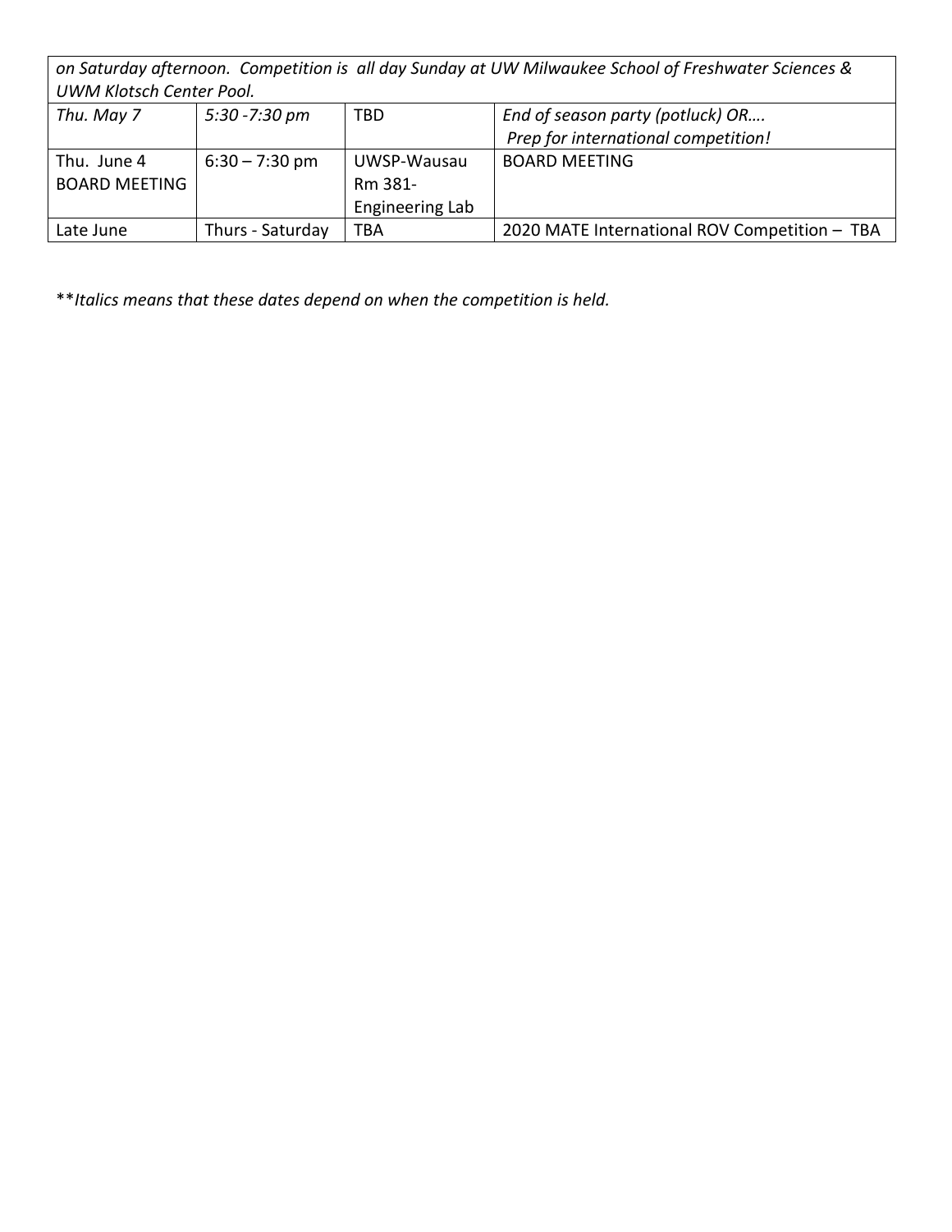| | | | |
|---|---|---|---|
| *on Saturday afternoon. Competition is all day Sunday at UW Milwaukee School of Freshwater Sciences & UWM Klotsch Center Pool.* | | | |
| *Thu. May 7* | *5:30 -7:30 pm* | TBD | *End of season party (potluck) OR…. Prep for international competition!* |
| Thu. June 4 BOARD MEETING | 6:30 – 7:30 pm | UWSP-Wausau Rm 381- Engineering Lab | BOARD MEETING |
| Late June | Thurs - Saturday | TBA | 2020 MATE International ROV Competition – TBA |

\*\**Italics means that these dates depend on when the competition is held.*